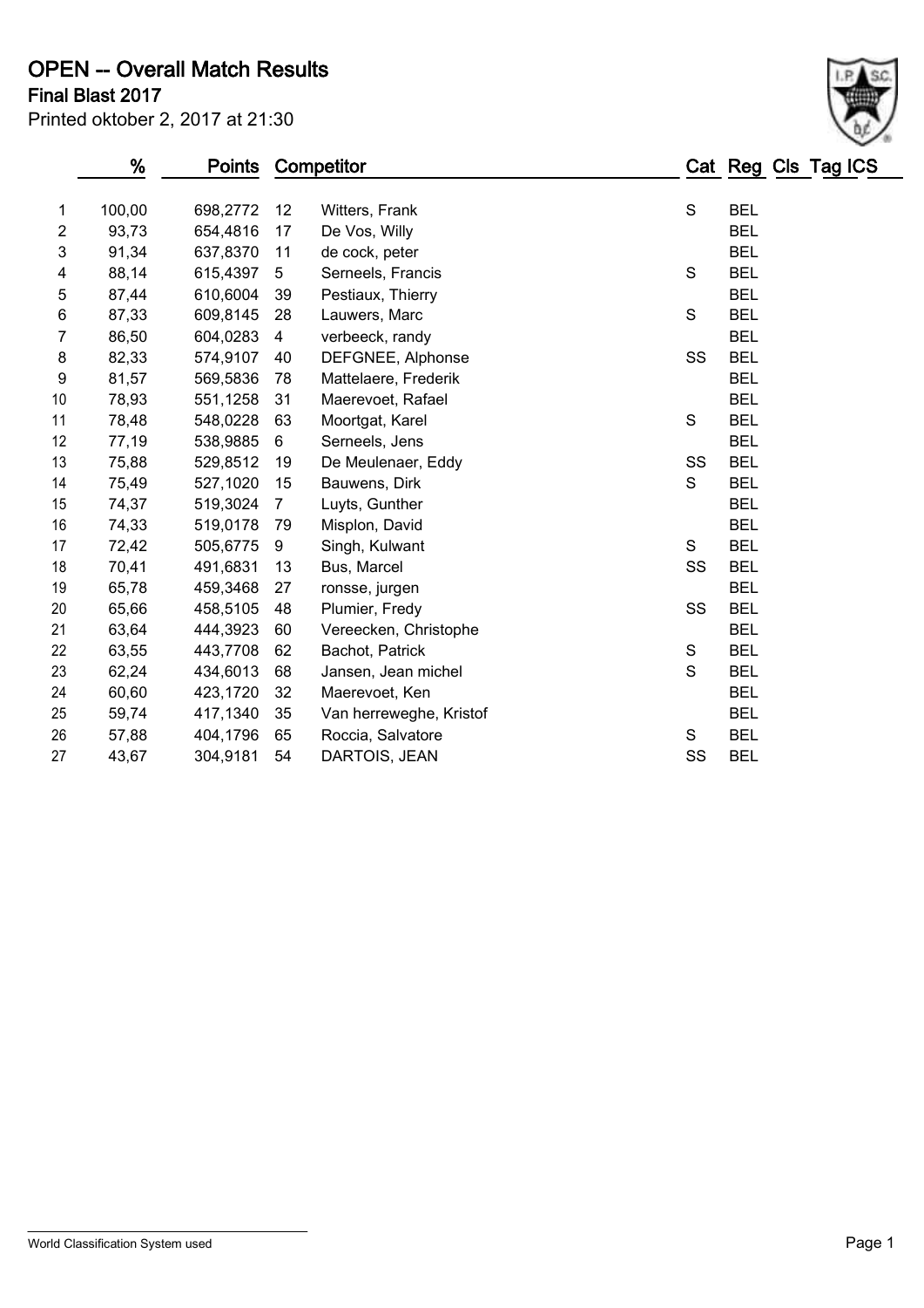# OPEN -- Overall Match Results

## Final Blast 2017

Printed oktober 2, 2017 at 21:30

| | % | Points | Competitor | | Cat | Reg | Cls | Tag | ICS |
|---|---|---|---|---|---|---|---|---|---|
| 1 | 100,00 | 698,2772 | 12 | Witters, Frank | S | BEL | | | |
| 2 | 93,73 | 654,4816 | 17 | De Vos, Willy | | BEL | | | |
| 3 | 91,34 | 637,8370 | 11 | de cock, peter | | BEL | | | |
| 4 | 88,14 | 615,4397 | 5 | Serneels, Francis | S | BEL | | | |
| 5 | 87,44 | 610,6004 | 39 | Pestiaux, Thierry | | BEL | | | |
| 6 | 87,33 | 609,8145 | 28 | Lauwers, Marc | S | BEL | | | |
| 7 | 86,50 | 604,0283 | 4 | verbeeck, randy | | BEL | | | |
| 8 | 82,33 | 574,9107 | 40 | DEFGNEE, Alphonse | SS | BEL | | | |
| 9 | 81,57 | 569,5836 | 78 | Mattelaere, Frederik | | BEL | | | |
| 10 | 78,93 | 551,1258 | 31 | Maerevoet, Rafael | | BEL | | | |
| 11 | 78,48 | 548,0228 | 63 | Moortgat, Karel | S | BEL | | | |
| 12 | 77,19 | 538,9885 | 6 | Serneels, Jens | | BEL | | | |
| 13 | 75,88 | 529,8512 | 19 | De Meulenaer, Eddy | SS | BEL | | | |
| 14 | 75,49 | 527,1020 | 15 | Bauwens, Dirk | S | BEL | | | |
| 15 | 74,37 | 519,3024 | 7 | Luyts, Gunther | | BEL | | | |
| 16 | 74,33 | 519,0178 | 79 | Misplon, David | | BEL | | | |
| 17 | 72,42 | 505,6775 | 9 | Singh, Kulwant | S | BEL | | | |
| 18 | 70,41 | 491,6831 | 13 | Bus, Marcel | SS | BEL | | | |
| 19 | 65,78 | 459,3468 | 27 | ronsse, jurgen | | BEL | | | |
| 20 | 65,66 | 458,5105 | 48 | Plumier, Fredy | SS | BEL | | | |
| 21 | 63,64 | 444,3923 | 60 | Vereecken, Christophe | | BEL | | | |
| 22 | 63,55 | 443,7708 | 62 | Bachot, Patrick | S | BEL | | | |
| 23 | 62,24 | 434,6013 | 68 | Jansen, Jean michel | S | BEL | | | |
| 24 | 60,60 | 423,1720 | 32 | Maerevoet, Ken | | BEL | | | |
| 25 | 59,74 | 417,1340 | 35 | Van herreweghe, Kristof | | BEL | | | |
| 26 | 57,88 | 404,1796 | 65 | Roccia, Salvatore | S | BEL | | | |
| 27 | 43,67 | 304,9181 | 54 | DARTOIS, JEAN | SS | BEL | | | |

World Classification System used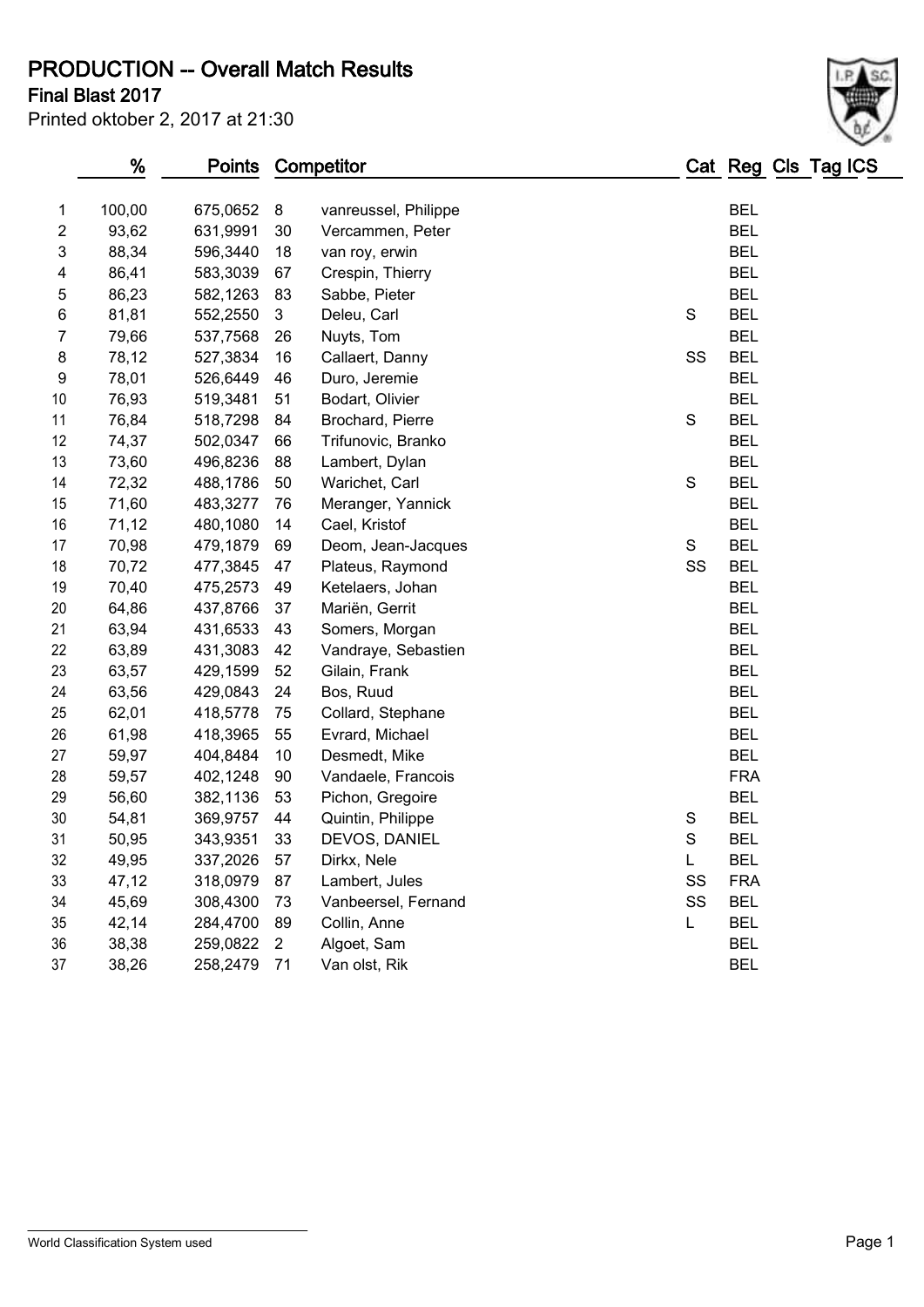# PRODUCTION -- Overall Match Results

**Final Blast 2017**

Printed oktober 2, 2017 at 21:30

| | % | Points | Competitor | | Cat | Reg | Cls | Tag | ICS |
|---|---|---|---|---|---|---|---|---|---|
| 1 | 100,00 | 675,0652 | 8 | vanreussel, Philippe | | BEL | | | |
| 2 | 93,62 | 631,9991 | 30 | Vercammen, Peter | | BEL | | | |
| 3 | 88,34 | 596,3440 | 18 | van roy, erwin | | BEL | | | |
| 4 | 86,41 | 583,3039 | 67 | Crespin, Thierry | | BEL | | | |
| 5 | 86,23 | 582,1263 | 83 | Sabbe, Pieter | | BEL | | | |
| 6 | 81,81 | 552,2550 | 3 | Deleu, Carl | S | BEL | | | |
| 7 | 79,66 | 537,7568 | 26 | Nuyts, Tom | | BEL | | | |
| 8 | 78,12 | 527,3834 | 16 | Callaert, Danny | SS | BEL | | | |
| 9 | 78,01 | 526,6449 | 46 | Duro, Jeremie | | BEL | | | |
| 10 | 76,93 | 519,3481 | 51 | Bodart, Olivier | | BEL | | | |
| 11 | 76,84 | 518,7298 | 84 | Brochard, Pierre | S | BEL | | | |
| 12 | 74,37 | 502,0347 | 66 | Trifunovic, Branko | | BEL | | | |
| 13 | 73,60 | 496,8236 | 88 | Lambert, Dylan | | BEL | | | |
| 14 | 72,32 | 488,1786 | 50 | Warichet, Carl | S | BEL | | | |
| 15 | 71,60 | 483,3277 | 76 | Meranger, Yannick | | BEL | | | |
| 16 | 71,12 | 480,1080 | 14 | Cael, Kristof | | BEL | | | |
| 17 | 70,98 | 479,1879 | 69 | Deom, Jean-Jacques | S | BEL | | | |
| 18 | 70,72 | 477,3845 | 47 | Plateus, Raymond | SS | BEL | | | |
| 19 | 70,40 | 475,2573 | 49 | Ketelaers, Johan | | BEL | | | |
| 20 | 64,86 | 437,8766 | 37 | Mariën, Gerrit | | BEL | | | |
| 21 | 63,94 | 431,6533 | 43 | Somers, Morgan | | BEL | | | |
| 22 | 63,89 | 431,3083 | 42 | Vandraye, Sebastien | | BEL | | | |
| 23 | 63,57 | 429,1599 | 52 | Gilain, Frank | | BEL | | | |
| 24 | 63,56 | 429,0843 | 24 | Bos, Ruud | | BEL | | | |
| 25 | 62,01 | 418,5778 | 75 | Collard, Stephane | | BEL | | | |
| 26 | 61,98 | 418,3965 | 55 | Evrard, Michael | | BEL | | | |
| 27 | 59,97 | 404,8484 | 10 | Desmedt, Mike | | BEL | | | |
| 28 | 59,57 | 402,1248 | 90 | Vandaele, Francois | | FRA | | | |
| 29 | 56,60 | 382,1136 | 53 | Pichon, Gregoire | | BEL | | | |
| 30 | 54,81 | 369,9757 | 44 | Quintin, Philippe | S | BEL | | | |
| 31 | 50,95 | 343,9351 | 33 | DEVOS, DANIEL | S | BEL | | | |
| 32 | 49,95 | 337,2026 | 57 | Dirkx, Nele | L | BEL | | | |
| 33 | 47,12 | 318,0979 | 87 | Lambert, Jules | SS | FRA | | | |
| 34 | 45,69 | 308,4300 | 73 | Vanbeersel, Fernand | SS | BEL | | | |
| 35 | 42,14 | 284,4700 | 89 | Collin, Anne | L | BEL | | | |
| 36 | 38,38 | 259,0822 | 2 | Algoet, Sam | | BEL | | | |
| 37 | 38,26 | 258,2479 | 71 | Van olst, Rik | | BEL | | | |

World Classification System used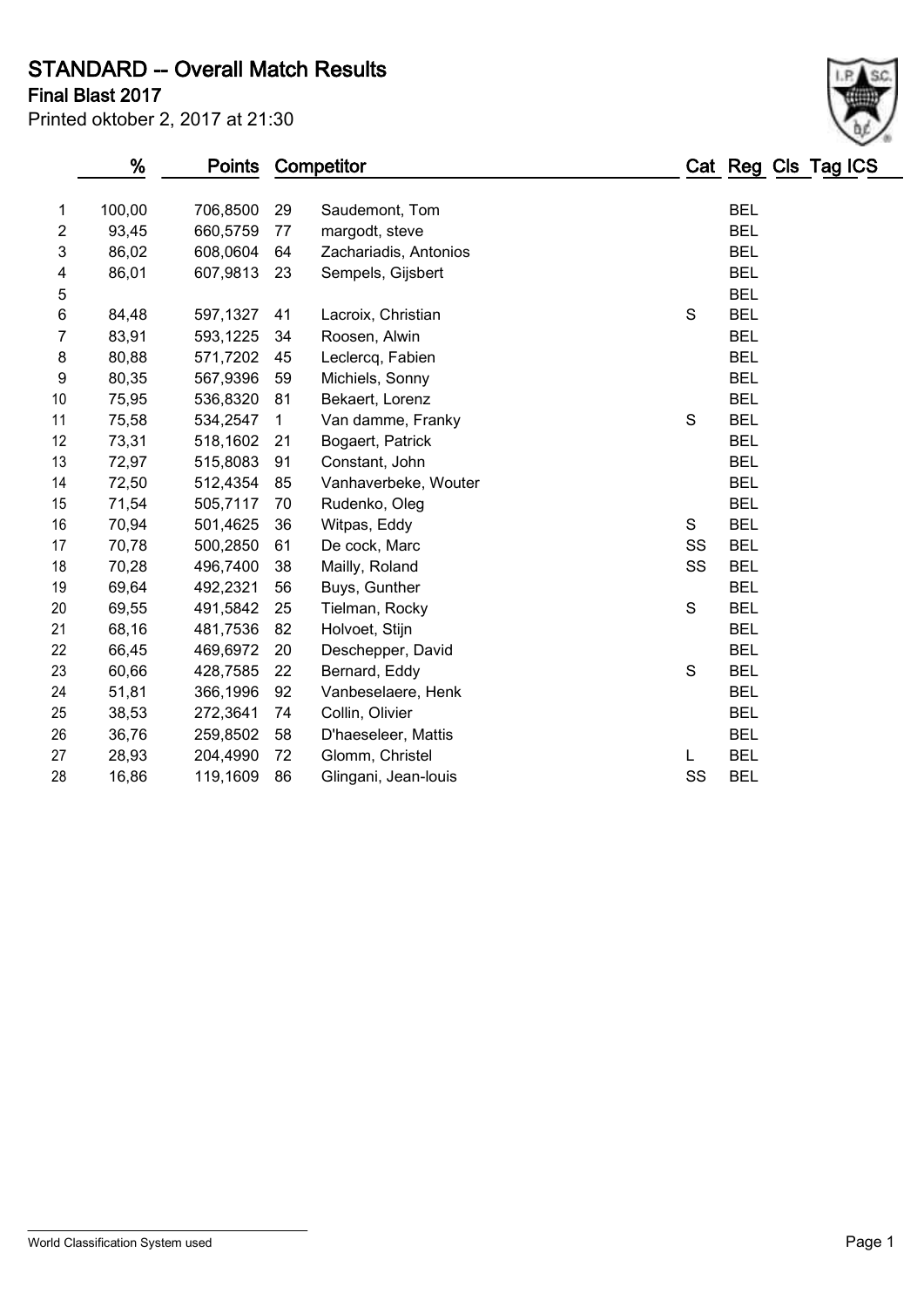# STANDARD -- Overall Match Results

**Final Blast 2017**

Printed oktober 2, 2017 at 21:30

| | % | Points | Competitor | | Cat | Reg | Cls | Tag | ICS |
|---|---|---|---|---|---|---|---|---|---|
| 1 | 100,00 | 706,8500 | 29 | Saudemont, Tom | | BEL | | | |
| 2 | 93,45 | 660,5759 | 77 | margodt, steve | | BEL | | | |
| 3 | 86,02 | 608,0604 | 64 | Zachariadis, Antonios | | BEL | | | |
| 4 | 86,01 | 607,9813 | 23 | Sempels, Gijsbert | | BEL | | | |
| 5 | | | | | | BEL | | | |
| 6 | 84,48 | 597,1327 | 41 | Lacroix, Christian | S | BEL | | | |
| 7 | 83,91 | 593,1225 | 34 | Roosen, Alwin | | BEL | | | |
| 8 | 80,88 | 571,7202 | 45 | Leclercq, Fabien | | BEL | | | |
| 9 | 80,35 | 567,9396 | 59 | Michiels, Sonny | | BEL | | | |
| 10 | 75,95 | 536,8320 | 81 | Bekaert, Lorenz | | BEL | | | |
| 11 | 75,58 | 534,2547 | 1 | Van damme, Franky | S | BEL | | | |
| 12 | 73,31 | 518,1602 | 21 | Bogaert, Patrick | | BEL | | | |
| 13 | 72,97 | 515,8083 | 91 | Constant, John | | BEL | | | |
| 14 | 72,50 | 512,4354 | 85 | Vanhaverbeke, Wouter | | BEL | | | |
| 15 | 71,54 | 505,7117 | 70 | Rudenko, Oleg | | BEL | | | |
| 16 | 70,94 | 501,4625 | 36 | Witpas, Eddy | S | BEL | | | |
| 17 | 70,78 | 500,2850 | 61 | De cock, Marc | SS | BEL | | | |
| 18 | 70,28 | 496,7400 | 38 | Mailly, Roland | SS | BEL | | | |
| 19 | 69,64 | 492,2321 | 56 | Buys, Gunther | | BEL | | | |
| 20 | 69,55 | 491,5842 | 25 | Tielman, Rocky | S | BEL | | | |
| 21 | 68,16 | 481,7536 | 82 | Holvoet, Stijn | | BEL | | | |
| 22 | 66,45 | 469,6972 | 20 | Deschepper, David | | BEL | | | |
| 23 | 60,66 | 428,7585 | 22 | Bernard, Eddy | S | BEL | | | |
| 24 | 51,81 | 366,1996 | 92 | Vanbeselaere, Henk | | BEL | | | |
| 25 | 38,53 | 272,3641 | 74 | Collin, Olivier | | BEL | | | |
| 26 | 36,76 | 259,8502 | 58 | D'haeseleer, Mattis | | BEL | | | |
| 27 | 28,93 | 204,4990 | 72 | Glomm, Christel | L | BEL | | | |
| 28 | 16,86 | 119,1609 | 86 | Glingani, Jean-louis | SS | BEL | | | |

World Classification System used